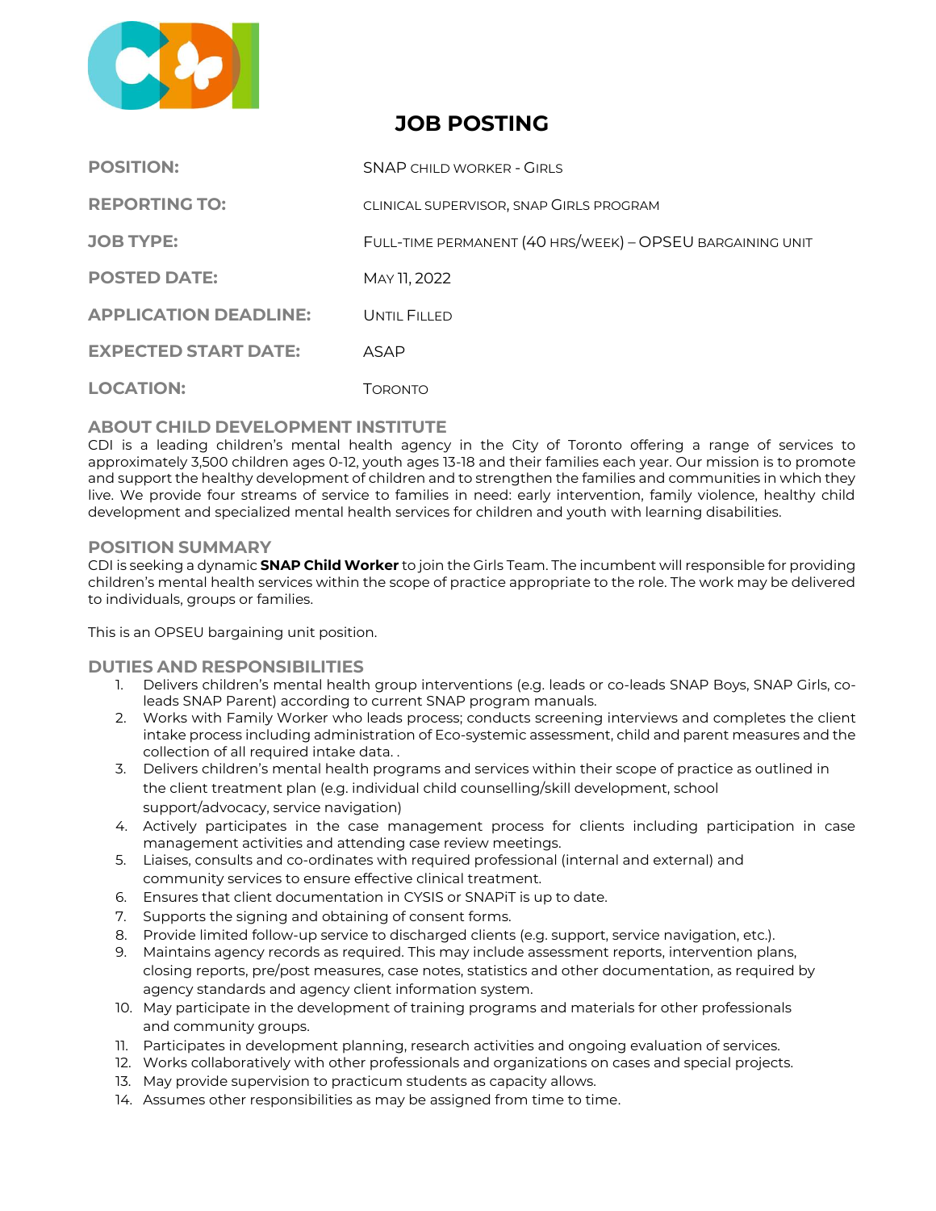# JOB POSTING

| | |
|---|---|
| **POSITION:** | SNAP CHILD WORKER - GIRLS |
| **REPORTING TO:** | CLINICAL SUPERVISOR, SNAP GIRLS PROGRAM |
| **JOB TYPE:** | FULL-TIME PERMANENT (40 HRS/WEEK) – OPSEU BARGAINING UNIT |
| **POSTED DATE:** | MAY 11, 2022 |
| **APPLICATION DEADLINE:** | UNTIL FILLED |
| **EXPECTED START DATE:** | ASAP |
| **LOCATION:** | TORONTO |

## ABOUT CHILD DEVELOPMENT INSTITUTE

CDI is a leading children's mental health agency in the City of Toronto offering a range of services to approximately 3,500 children ages 0-12, youth ages 13-18 and their families each year. Our mission is to promote and support the healthy development of children and to strengthen the families and communities in which they live. We provide four streams of service to families in need: early intervention, family violence, healthy child development and specialized mental health services for children and youth with learning disabilities.

## POSITION SUMMARY

CDI is seeking a dynamic **SNAP Child Worker** to join the Girls Team. The incumbent will responsible for providing children's mental health services within the scope of practice appropriate to the role. The work may be delivered to individuals, groups or families.

This is an OPSEU bargaining unit position.

## DUTIES AND RESPONSIBILITIES

1. Delivers children's mental health group interventions (e.g. leads or co-leads SNAP Boys, SNAP Girls, co-leads SNAP Parent) according to current SNAP program manuals.
2. Works with Family Worker who leads process; conducts screening interviews and completes the client intake process including administration of Eco-systemic assessment, child and parent measures and the collection of all required intake data. .
3. Delivers children's mental health programs and services within their scope of practice as outlined in the client treatment plan (e.g. individual child counselling/skill development, school support/advocacy, service navigation)
4. Actively participates in the case management process for clients including participation in case management activities and attending case review meetings.
5. Liaises, consults and co-ordinates with required professional (internal and external) and community services to ensure effective clinical treatment.
6. Ensures that client documentation in CYSIS or SNAPiT is up to date.
7. Supports the signing and obtaining of consent forms.
8. Provide limited follow-up service to discharged clients (e.g. support, service navigation, etc.).
9. Maintains agency records as required. This may include assessment reports, intervention plans, closing reports, pre/post measures, case notes, statistics and other documentation, as required by agency standards and agency client information system.
10. May participate in the development of training programs and materials for other professionals and community groups.
11. Participates in development planning, research activities and ongoing evaluation of services.
12. Works collaboratively with other professionals and organizations on cases and special projects.
13. May provide supervision to practicum students as capacity allows.
14. Assumes other responsibilities as may be assigned from time to time.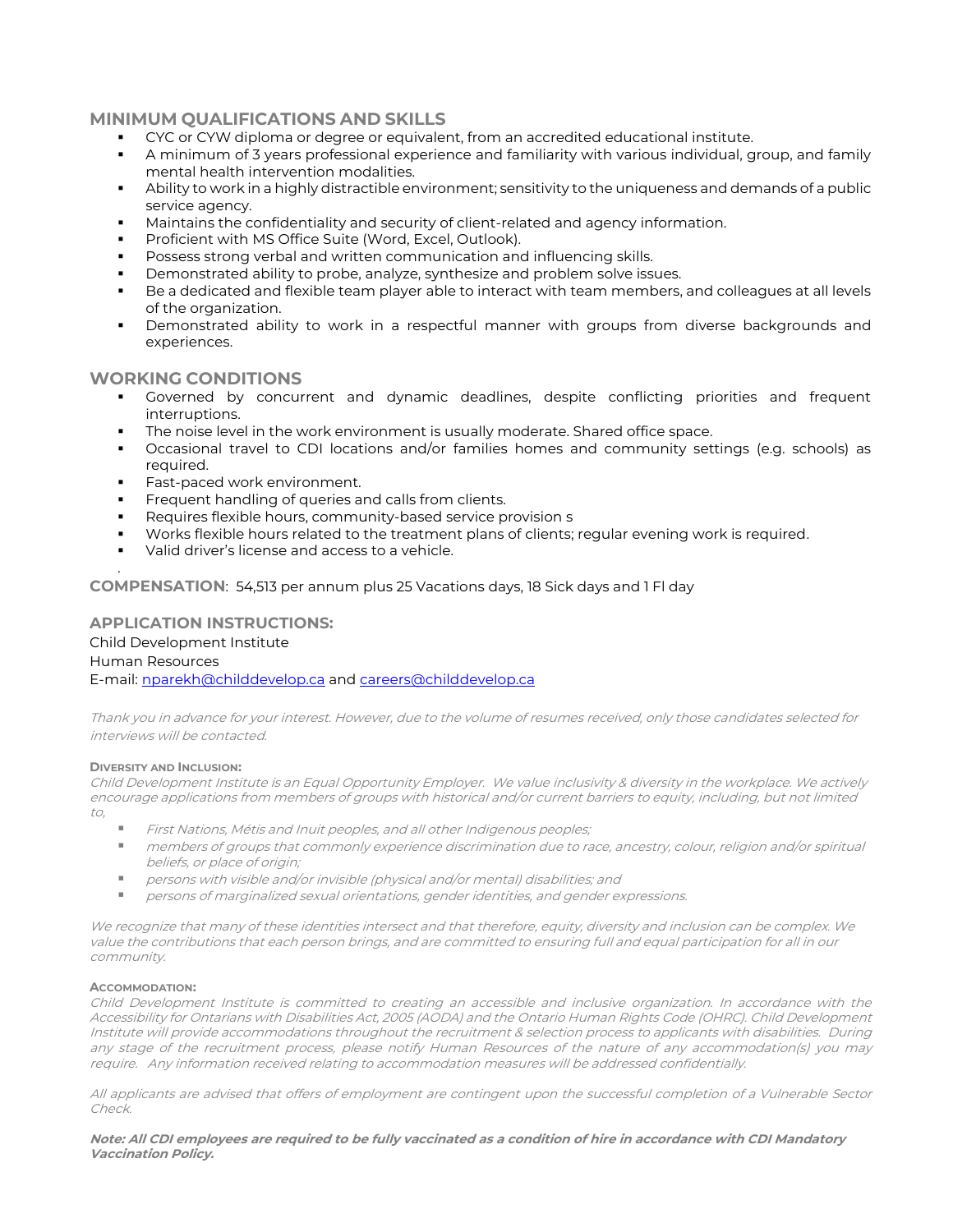## MINIMUM QUALIFICATIONS AND SKILLS

- CYC or CYW diploma or degree or equivalent, from an accredited educational institute.
- A minimum of 3 years professional experience and familiarity with various individual, group, and family mental health intervention modalities.
- Ability to work in a highly distractible environment; sensitivity to the uniqueness and demands of a public service agency.
- Maintains the confidentiality and security of client-related and agency information.
- Proficient with MS Office Suite (Word, Excel, Outlook).
- Possess strong verbal and written communication and influencing skills.
- Demonstrated ability to probe, analyze, synthesize and problem solve issues.
- Be a dedicated and flexible team player able to interact with team members, and colleagues at all levels of the organization.
- Demonstrated ability to work in a respectful manner with groups from diverse backgrounds and experiences.

## WORKING CONDITIONS

- Governed by concurrent and dynamic deadlines, despite conflicting priorities and frequent interruptions.
- The noise level in the work environment is usually moderate. Shared office space.
- Occasional travel to CDI locations and/or families homes and community settings (e.g. schools) as required.
- Fast-paced work environment.
- Frequent handling of queries and calls from clients.
- Requires flexible hours, community-based service provision s
- Works flexible hours related to the treatment plans of clients; regular evening work is required.
- Valid driver's license and access to a vehicle.

.

**COMPENSATION**: 54,513 per annum plus 25 Vacations days, 18 Sick days and 1 Fl day

## APPLICATION INSTRUCTIONS:

Child Development Institute
Human Resources
E-mail: nparekh@childdevelop.ca and careers@childdevelop.ca

*Thank you in advance for your interest. However, due to the volume of resumes received, only those candidates selected for interviews will be contacted.*

**DIVERSITY AND INCLUSION:**

*Child Development Institute is an Equal Opportunity Employer. We value inclusivity & diversity in the workplace. We actively encourage applications from members of groups with historical and/or current barriers to equity, including, but not limited to,*

- *First Nations, Métis and Inuit peoples, and all other Indigenous peoples;*
- *members of groups that commonly experience discrimination due to race, ancestry, colour, religion and/or spiritual beliefs, or place of origin;*
- *persons with visible and/or invisible (physical and/or mental) disabilities; and*
- *persons of marginalized sexual orientations, gender identities, and gender expressions.*

*We recognize that many of these identities intersect and that therefore, equity, diversity and inclusion can be complex. We value the contributions that each person brings, and are committed to ensuring full and equal participation for all in our community.*

**ACCOMMODATION:**

*Child Development Institute is committed to creating an accessible and inclusive organization. In accordance with the Accessibility for Ontarians with Disabilities Act, 2005 (AODA) and the Ontario Human Rights Code (OHRC). Child Development Institute will provide accommodations throughout the recruitment & selection process to applicants with disabilities. During any stage of the recruitment process, please notify Human Resources of the nature of any accommodation(s) you may require. Any information received relating to accommodation measures will be addressed confidentially.*

*All applicants are advised that offers of employment are contingent upon the successful completion of a Vulnerable Sector Check.*

***Note: All CDI employees are required to be fully vaccinated as a condition of hire in accordance with CDI Mandatory Vaccination Policy.***